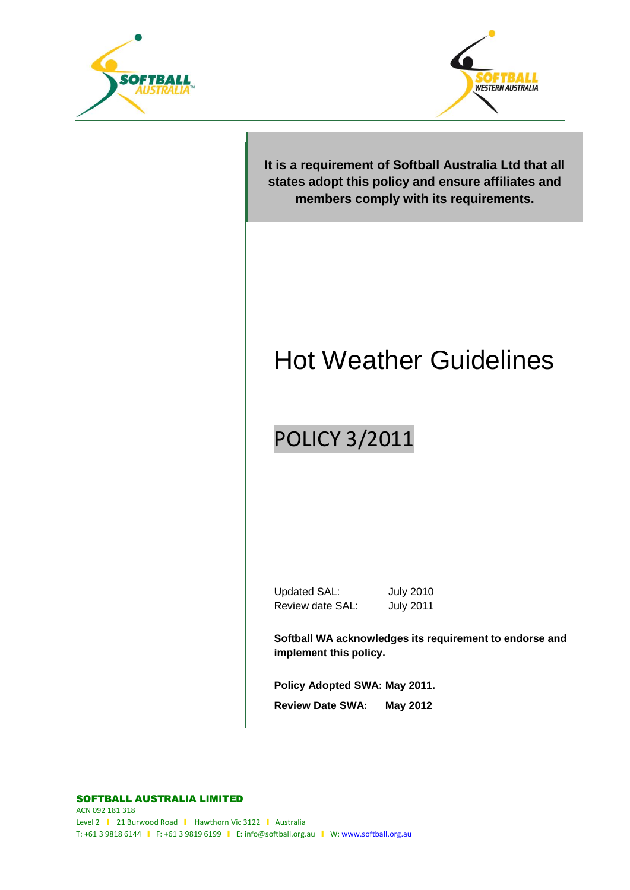**It is a requirement of Softball Australia Ltd that all states adopt this policy and ensure affiliates and members comply with its requirements.**

# Hot Weather Guidelines

## POLICY 3/2011

Updated SAL: July 2010
Review date SAL: July 2011

**Softball WA acknowledges its requirement to endorse and implement this policy.**

**Policy Adopted SWA: May 2011.**

**Review Date SWA: May 2012**

**SOFTBALL AUSTRALIA LIMITED**
ACN 092 181 318
Level 2 | 21 Burwood Road | Hawthorn Vic 3122 | Australia
T: +61 3 9818 6144 | F: +61 3 9819 6199 | E: info@softball.org.au | W: www.softball.org.au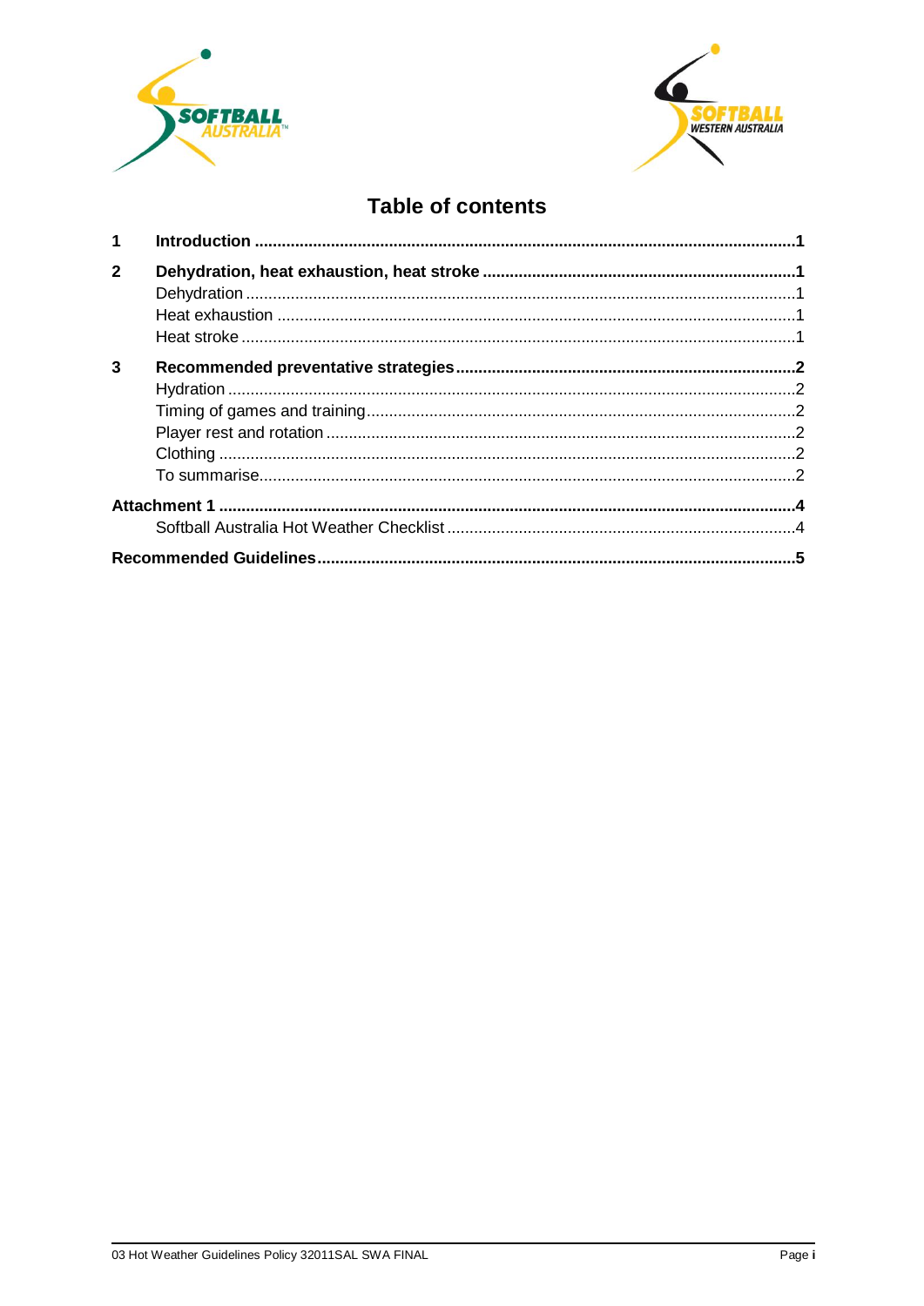# Table of contents

| | | |
|---|---|---|
| **1** | **Introduction** | **1** |
| **2** | **Dehydration, heat exhaustion, heat stroke** | **1** |
| | Dehydration | 1 |
| | Heat exhaustion | 1 |
| | Heat stroke | 1 |
| **3** | **Recommended preventative strategies** | **2** |
| | Hydration | 2 |
| | Timing of games and training | 2 |
| | Player rest and rotation | 2 |
| | Clothing | 2 |
| | To summarise | 2 |
| **Attachment 1** | | **4** |
| | Softball Australia Hot Weather Checklist | 4 |
| **Recommended Guidelines** | | **5** |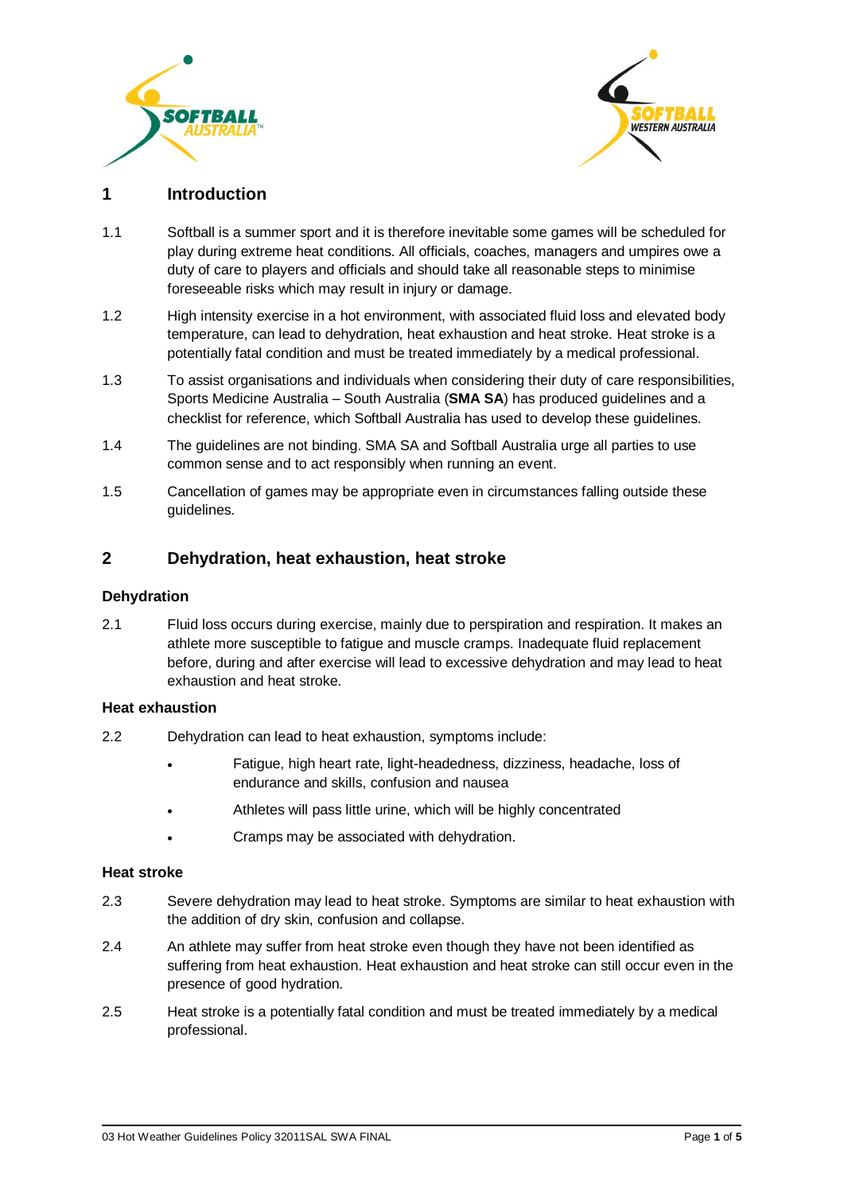## 1 Introduction

1.1 Softball is a summer sport and it is therefore inevitable some games will be scheduled for play during extreme heat conditions. All officials, coaches, managers and umpires owe a duty of care to players and officials and should take all reasonable steps to minimise foreseeable risks which may result in injury or damage.

1.2 High intensity exercise in a hot environment, with associated fluid loss and elevated body temperature, can lead to dehydration, heat exhaustion and heat stroke. Heat stroke is a potentially fatal condition and must be treated immediately by a medical professional.

1.3 To assist organisations and individuals when considering their duty of care responsibilities, Sports Medicine Australia – South Australia (**SMA SA**) has produced guidelines and a checklist for reference, which Softball Australia has used to develop these guidelines.

1.4 The guidelines are not binding. SMA SA and Softball Australia urge all parties to use common sense and to act responsibly when running an event.

1.5 Cancellation of games may be appropriate even in circumstances falling outside these guidelines.

## 2 Dehydration, heat exhaustion, heat stroke

### Dehydration

2.1 Fluid loss occurs during exercise, mainly due to perspiration and respiration. It makes an athlete more susceptible to fatigue and muscle cramps. Inadequate fluid replacement before, during and after exercise will lead to excessive dehydration and may lead to heat exhaustion and heat stroke.

### Heat exhaustion

2.2 Dehydration can lead to heat exhaustion, symptoms include:

- Fatigue, high heart rate, light-headedness, dizziness, headache, loss of endurance and skills, confusion and nausea
- Athletes will pass little urine, which will be highly concentrated
- Cramps may be associated with dehydration.

### Heat stroke

2.3 Severe dehydration may lead to heat stroke. Symptoms are similar to heat exhaustion with the addition of dry skin, confusion and collapse.

2.4 An athlete may suffer from heat stroke even though they have not been identified as suffering from heat exhaustion. Heat exhaustion and heat stroke can still occur even in the presence of good hydration.

2.5 Heat stroke is a potentially fatal condition and must be treated immediately by a medical professional.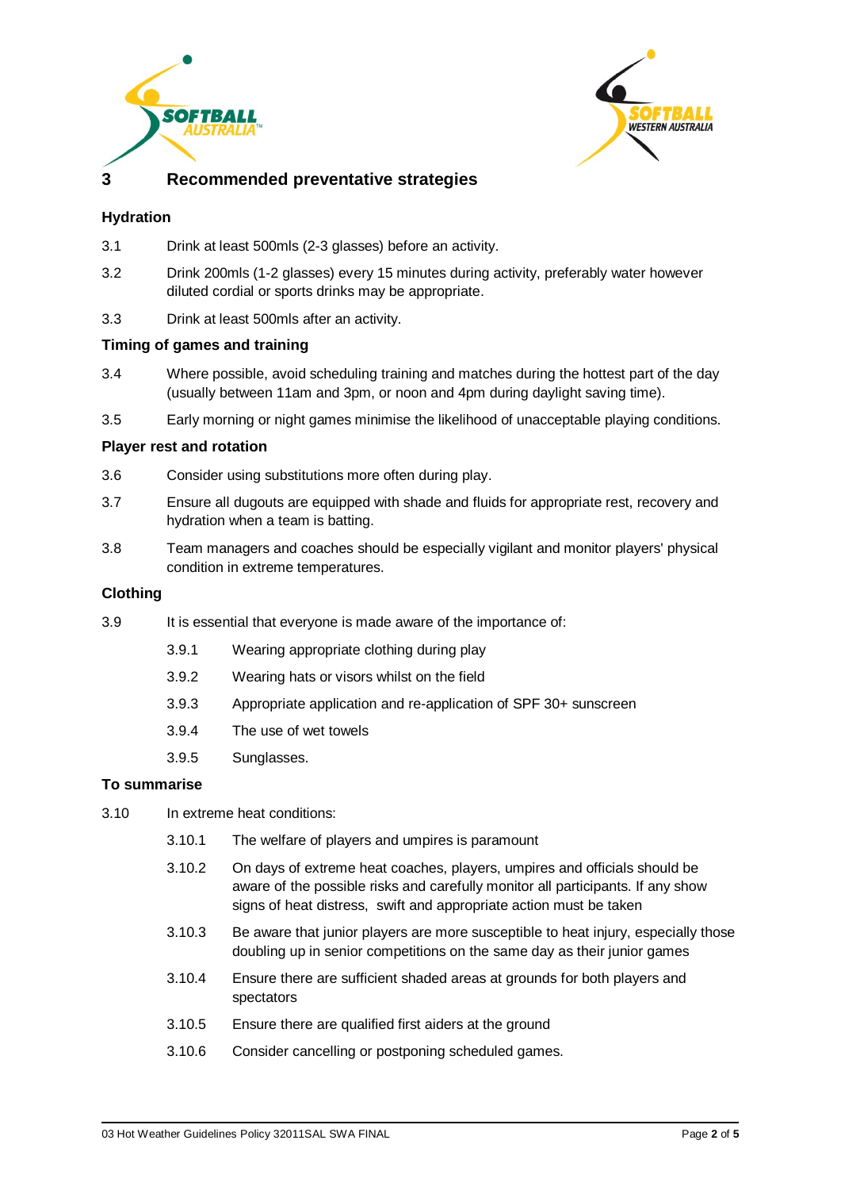## 3 Recommended preventative strategies

### Hydration

3.1 Drink at least 500mls (2-3 glasses) before an activity.

3.2 Drink 200mls (1-2 glasses) every 15 minutes during activity, preferably water however diluted cordial or sports drinks may be appropriate.

3.3 Drink at least 500mls after an activity.

### Timing of games and training

3.4 Where possible, avoid scheduling training and matches during the hottest part of the day (usually between 11am and 3pm, or noon and 4pm during daylight saving time).

3.5 Early morning or night games minimise the likelihood of unacceptable playing conditions.

### Player rest and rotation

3.6 Consider using substitutions more often during play.

3.7 Ensure all dugouts are equipped with shade and fluids for appropriate rest, recovery and hydration when a team is batting.

3.8 Team managers and coaches should be especially vigilant and monitor players' physical condition in extreme temperatures.

### Clothing

3.9 It is essential that everyone is made aware of the importance of:

- 3.9.1 Wearing appropriate clothing during play
- 3.9.2 Wearing hats or visors whilst on the field
- 3.9.3 Appropriate application and re-application of SPF 30+ sunscreen
- 3.9.4 The use of wet towels
- 3.9.5 Sunglasses.

### To summarise

3.10 In extreme heat conditions:

- 3.10.1 The welfare of players and umpires is paramount
- 3.10.2 On days of extreme heat coaches, players, umpires and officials should be aware of the possible risks and carefully monitor all participants. If any show signs of heat distress, swift and appropriate action must be taken
- 3.10.3 Be aware that junior players are more susceptible to heat injury, especially those doubling up in senior competitions on the same day as their junior games
- 3.10.4 Ensure there are sufficient shaded areas at grounds for both players and spectators
- 3.10.5 Ensure there are qualified first aiders at the ground
- 3.10.6 Consider cancelling or postponing scheduled games.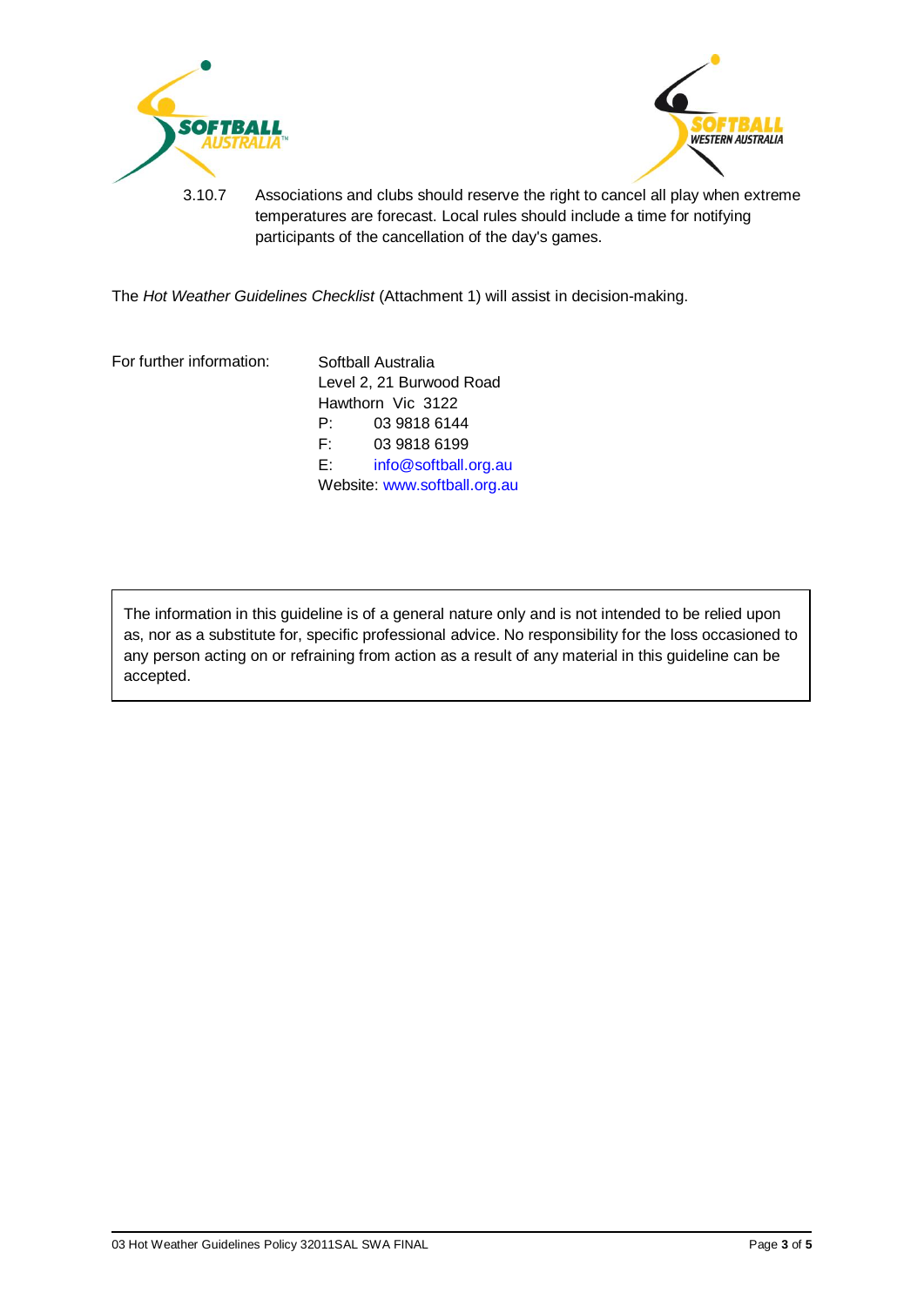3.10.7 Associations and clubs should reserve the right to cancel all play when extreme temperatures are forecast. Local rules should include a time for notifying participants of the cancellation of the day's games.

The *Hot Weather Guidelines Checklist* (Attachment 1) will assist in decision-making.

For further information:

Softball Australia
Level 2, 21 Burwood Road
Hawthorn Vic 3122
P: 03 9818 6144
F: 03 9818 6199
E: info@softball.org.au
Website: www.softball.org.au

The information in this guideline is of a general nature only and is not intended to be relied upon as, nor as a substitute for, specific professional advice. No responsibility for the loss occasioned to any person acting on or refraining from action as a result of any material in this guideline can be accepted.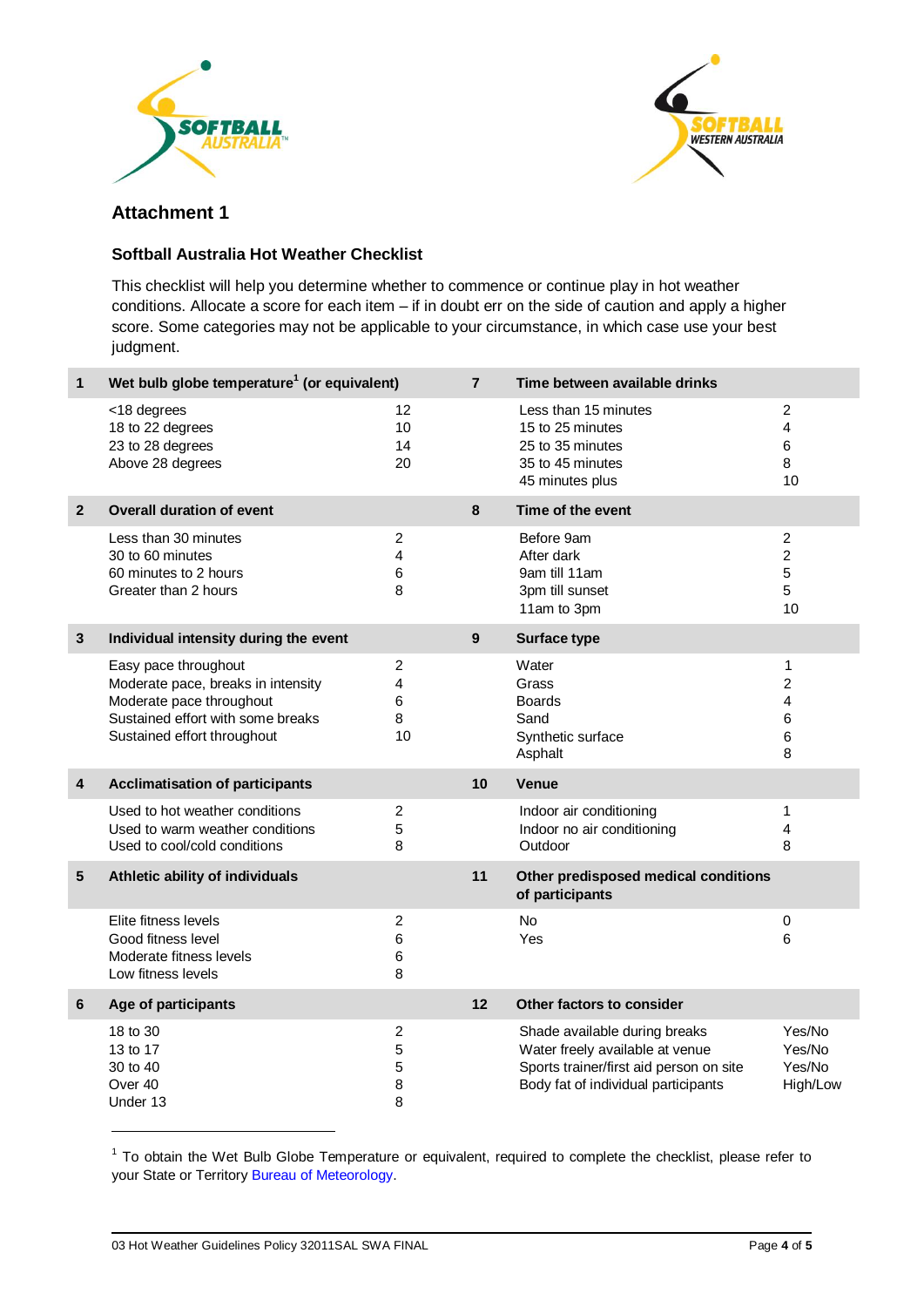## Attachment 1

### Softball Australia Hot Weather Checklist

This checklist will help you determine whether to commence or continue play in hot weather conditions. Allocate a score for each item – if in doubt err on the side of caution and apply a higher score. Some categories may not be applicable to your circumstance, in which case use your best judgment.

| # | Item | Score | # | Item | Score |
|---|---|---|---|---|---|
| **1** | **Wet bulb globe temperature[1] (or equivalent)** | | **7** | **Time between available drinks** | |
| | <18 degrees | 12 | | Less than 15 minutes | 2 |
| | 18 to 22 degrees | 10 | | 15 to 25 minutes | 4 |
| | 23 to 28 degrees | 14 | | 25 to 35 minutes | 6 |
| | Above 28 degrees | 20 | | 35 to 45 minutes | 8 |
| | | | | 45 minutes plus | 10 |
| **2** | **Overall duration of event** | | **8** | **Time of the event** | |
| | Less than 30 minutes | 2 | | Before 9am | 2 |
| | 30 to 60 minutes | 4 | | After dark | 2 |
| | 60 minutes to 2 hours | 6 | | 9am till 11am | 5 |
| | Greater than 2 hours | 8 | | 3pm till sunset | 5 |
| | | | | 11am to 3pm | 10 |
| **3** | **Individual intensity during the event** | | **9** | **Surface type** | |
| | Easy pace throughout | 2 | | Water | 1 |
| | Moderate pace, breaks in intensity | 4 | | Grass | 2 |
| | Moderate pace throughout | 6 | | Boards | 4 |
| | Sustained effort with some breaks | 8 | | Sand | 6 |
| | Sustained effort throughout | 10 | | Synthetic surface | 6 |
| | | | | Asphalt | 8 |
| **4** | **Acclimatisation of participants** | | **10** | **Venue** | |
| | Used to hot weather conditions | 2 | | Indoor air conditioning | 1 |
| | Used to warm weather conditions | 5 | | Indoor no air conditioning | 4 |
| | Used to cool/cold conditions | 8 | | Outdoor | 8 |
| **5** | **Athletic ability of individuals** | | **11** | **Other predisposed medical conditions of participants** | |
| | Elite fitness levels | 2 | | No | 0 |
| | Good fitness level | 6 | | Yes | 6 |
| | Moderate fitness levels | 6 | | | |
| | Low fitness levels | 8 | | | |
| **6** | **Age of participants** | | **12** | **Other factors to consider** | |
| | 18 to 30 | 2 | | Shade available during breaks | Yes/No |
| | 13 to 17 | 5 | | Water freely available at venue | Yes/No |
| | 30 to 40 | 5 | | Sports trainer/first aid person on site | Yes/No |
| | Over 40 | 8 | | Body fat of individual participants | High/Low |
| | Under 13 | 8 | | | |

[1] To obtain the Wet Bulb Globe Temperature or equivalent, required to complete the checklist, please refer to your State or Territory Bureau of Meteorology.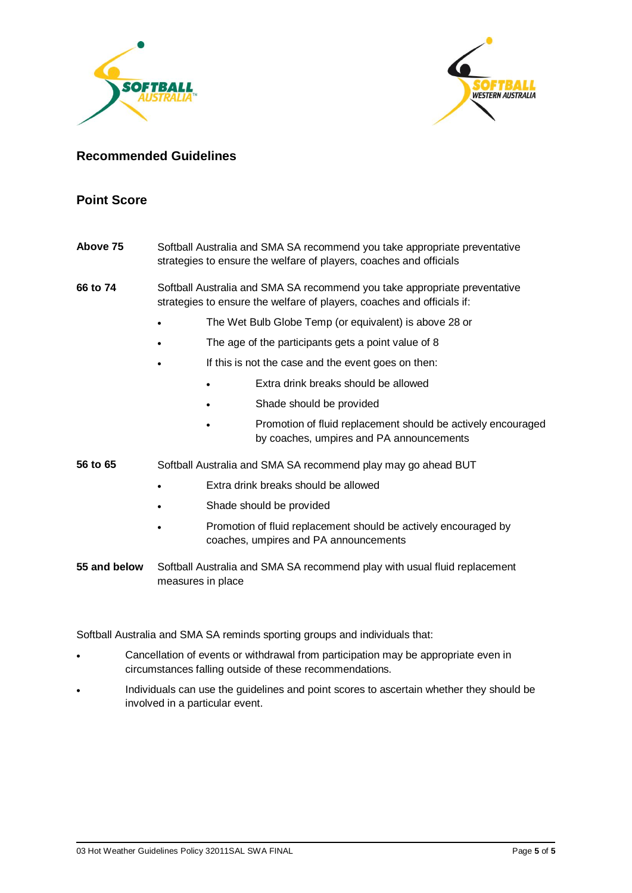## Recommended Guidelines

## Point Score

**Above 75** Softball Australia and SMA SA recommend you take appropriate preventative strategies to ensure the welfare of players, coaches and officials

**66 to 74** Softball Australia and SMA SA recommend you take appropriate preventative strategies to ensure the welfare of players, coaches and officials if:

- The Wet Bulb Globe Temp (or equivalent) is above 28 or
- The age of the participants gets a point value of 8
- If this is not the case and the event goes on then:
  - Extra drink breaks should be allowed
  - Shade should be provided
  - Promotion of fluid replacement should be actively encouraged by coaches, umpires and PA announcements

**56 to 65** Softball Australia and SMA SA recommend play may go ahead BUT

- Extra drink breaks should be allowed
- Shade should be provided
- Promotion of fluid replacement should be actively encouraged by coaches, umpires and PA announcements

**55 and below** Softball Australia and SMA SA recommend play with usual fluid replacement measures in place

Softball Australia and SMA SA reminds sporting groups and individuals that:

- Cancellation of events or withdrawal from participation may be appropriate even in circumstances falling outside of these recommendations.
- Individuals can use the guidelines and point scores to ascertain whether they should be involved in a particular event.